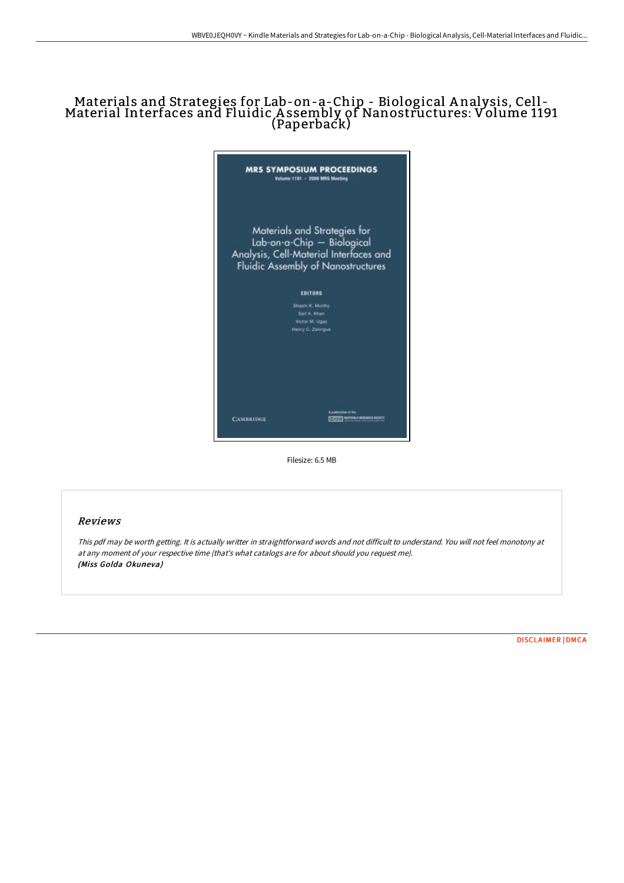# Materials and Strategies for Lab-on-a-Chip - Biological Analysis, Cell-Material Interfaces and Fluidic Assembly of Nanostructures: Volume 1191 (Paperback)

Filesize: 6.5 MB

## Reviews

*This pdf may be worth getting. It is actually writter in straightforward words and not difficult to understand. You will not feel monotony at at any moment of your respective time (that's what catalogs are for about should you request me).*
***(Miss Golda Okuneva)***

[DISCLAIMER](#) | [DMCA](#)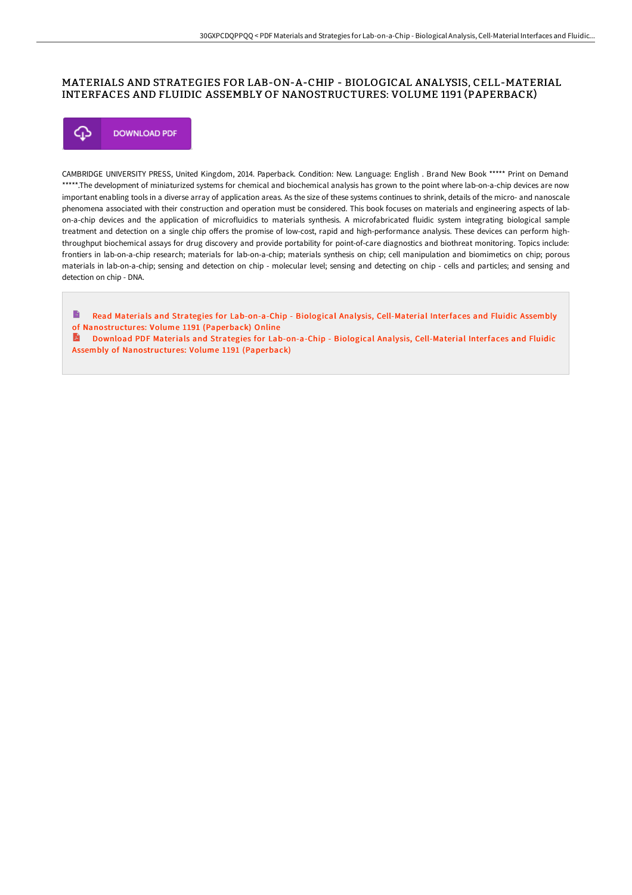# MATERIALS AND STRATEGIES FOR LAB-ON-A-CHIP - BIOLOGICAL ANALYSIS, CELL-MATERIAL INTERFACES AND FLUIDIC ASSEMBLY OF NANOSTRUCTURES: VOLUME 1191 (PAPERBACK)

DOWNLOAD PDF

CAMBRIDGE UNIVERSITY PRESS, United Kingdom, 2014. Paperback. Condition: New. Language: English . Brand New Book ***** Print on Demand *****.The development of miniaturized systems for chemical and biochemical analysis has grown to the point where lab-on-a-chip devices are now important enabling tools in a diverse array of application areas. As the size of these systems continues to shrink, details of the micro- and nanoscale phenomena associated with their construction and operation must be considered. This book focuses on materials and engineering aspects of lab-on-a-chip devices and the application of microfluidics to materials synthesis. A microfabricated fluidic system integrating biological sample treatment and detection on a single chip offers the promise of low-cost, rapid and high-performance analysis. These devices can perform high-throughput biochemical assays for drug discovery and provide portability for point-of-care diagnostics and biothreat monitoring. Topics include: frontiers in lab-on-a-chip research; materials for lab-on-a-chip; materials synthesis on chip; cell manipulation and biomimetics on chip; porous materials in lab-on-a-chip; sensing and detection on chip - molecular level; sensing and detecting on chip - cells and particles; and sensing and detection on chip - DNA.

Read Materials and Strategies for Lab-on-a-Chip - Biological Analysis, Cell-Material Interfaces and Fluidic Assembly of Nanostructures: Volume 1191 (Paperback) Online

Download PDF Materials and Strategies for Lab-on-a-Chip - Biological Analysis, Cell-Material Interfaces and Fluidic Assembly of Nanostructures: Volume 1191 (Paperback)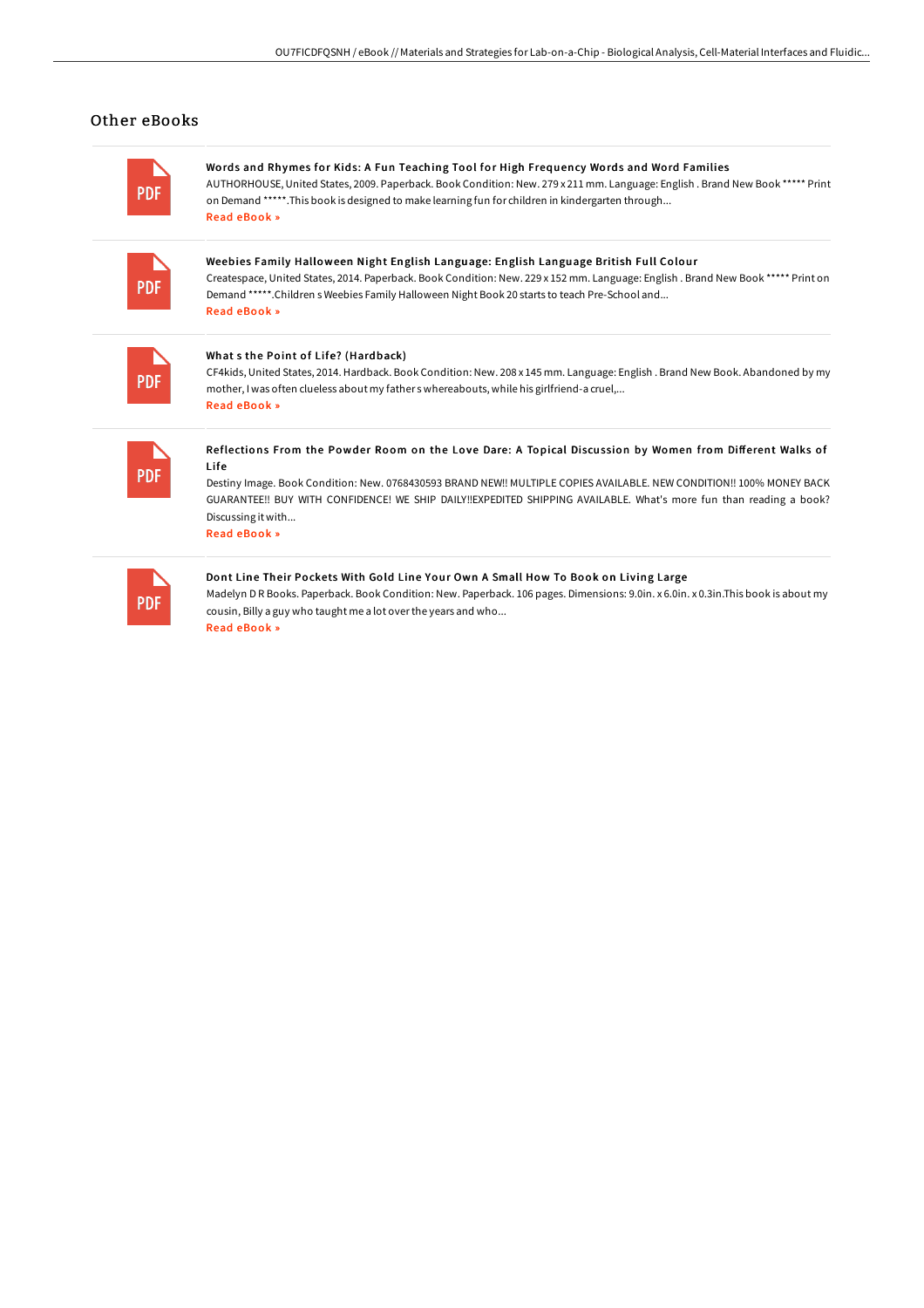## Other eBooks

**Words and Rhymes for Kids: A Fun Teaching Tool for High Frequency Words and Word Families**

AUTHORHOUSE, United States, 2009. Paperback. Book Condition: New. 279 x 211 mm. Language: English . Brand New Book ***** Print on Demand *****.This book is designed to make learning fun for children in kindergarten through...

Read eBook »

**Weebies Family Halloween Night English Language: English Language British Full Colour**

Createspace, United States, 2014. Paperback. Book Condition: New. 229 x 152 mm. Language: English . Brand New Book ***** Print on Demand *****.Children s Weebies Family Halloween Night Book 20 starts to teach Pre-School and...

Read eBook »

**What s the Point of Life? (Hardback)**

CF4kids, United States, 2014. Hardback. Book Condition: New. 208 x 145 mm. Language: English . Brand New Book. Abandoned by my mother, I was often clueless about my father s whereabouts, while his girlfriend-a cruel,...

Read eBook »

**Reflections From the Powder Room on the Love Dare: A Topical Discussion by Women from Different Walks of Life**

Destiny Image. Book Condition: New. 0768430593 BRAND NEW!! MULTIPLE COPIES AVAILABLE. NEW CONDITION!! 100% MONEY BACK GUARANTEE!! BUY WITH CONFIDENCE! WE SHIP DAILY!!EXPEDITED SHIPPING AVAILABLE. What's more fun than reading a book? Discussing it with...

Read eBook »

**Dont Line Their Pockets With Gold Line Your Own A Small How To Book on Living Large**

Madelyn D R Books. Paperback. Book Condition: New. Paperback. 106 pages. Dimensions: 9.0in. x 6.0in. x 0.3in.This book is about my cousin, Billy a guy who taught me a lot over the years and who...

Read eBook »